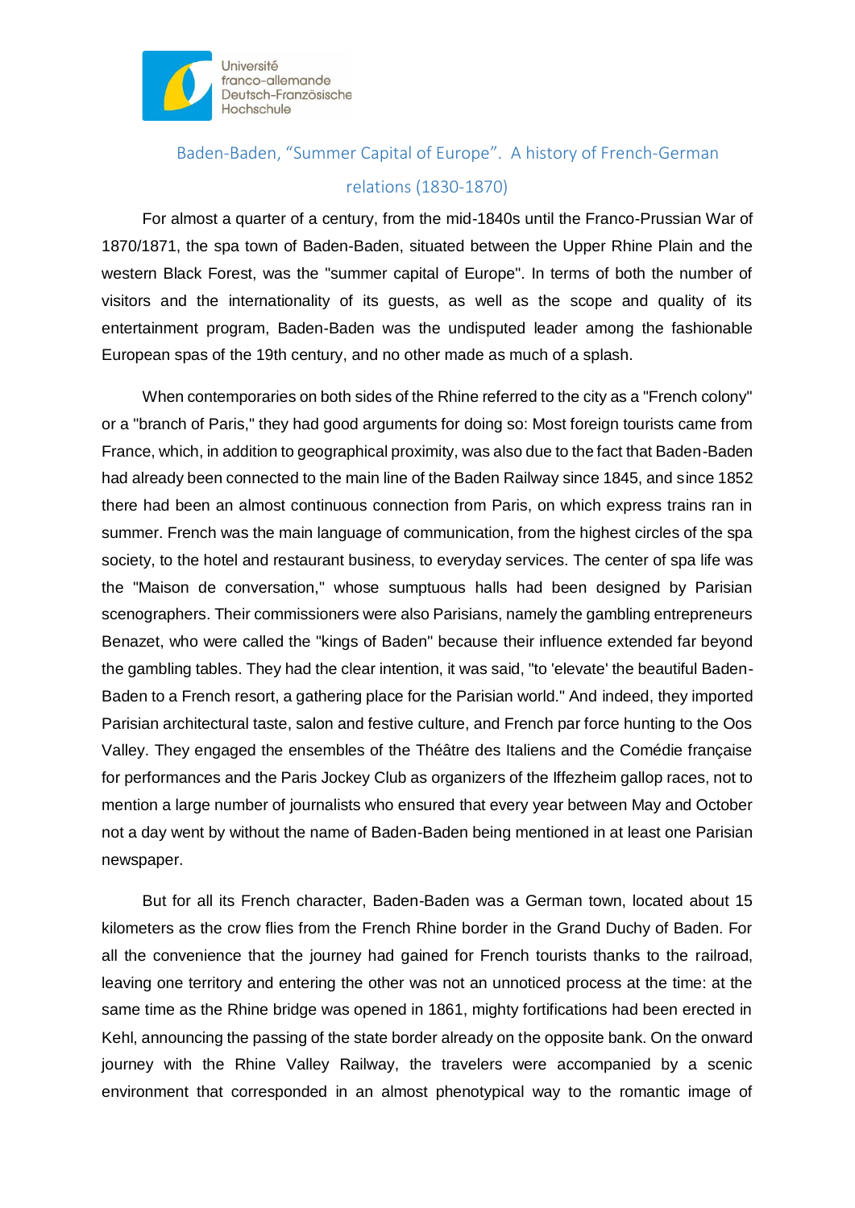Université franco-allemande Deutsch-Französische Hochschule

# Baden-Baden, “Summer Capital of Europe”. A history of French-German relations (1830-1870)

For almost a quarter of a century, from the mid-1840s until the Franco-Prussian War of 1870/1871, the spa town of Baden-Baden, situated between the Upper Rhine Plain and the western Black Forest, was the "summer capital of Europe". In terms of both the number of visitors and the internationality of its guests, as well as the scope and quality of its entertainment program, Baden-Baden was the undisputed leader among the fashionable European spas of the 19th century, and no other made as much of a splash.

When contemporaries on both sides of the Rhine referred to the city as a "French colony" or a "branch of Paris," they had good arguments for doing so: Most foreign tourists came from France, which, in addition to geographical proximity, was also due to the fact that Baden-Baden had already been connected to the main line of the Baden Railway since 1845, and since 1852 there had been an almost continuous connection from Paris, on which express trains ran in summer. French was the main language of communication, from the highest circles of the spa society, to the hotel and restaurant business, to everyday services. The center of spa life was the "Maison de conversation," whose sumptuous halls had been designed by Parisian scenographers. Their commissioners were also Parisians, namely the gambling entrepreneurs Benazet, who were called the "kings of Baden" because their influence extended far beyond the gambling tables. They had the clear intention, it was said, "to 'elevate' the beautiful Baden-Baden to a French resort, a gathering place for the Parisian world." And indeed, they imported Parisian architectural taste, salon and festive culture, and French par force hunting to the Oos Valley. They engaged the ensembles of the Théâtre des Italiens and the Comédie française for performances and the Paris Jockey Club as organizers of the Iffezheim gallop races, not to mention a large number of journalists who ensured that every year between May and October not a day went by without the name of Baden-Baden being mentioned in at least one Parisian newspaper.

But for all its French character, Baden-Baden was a German town, located about 15 kilometers as the crow flies from the French Rhine border in the Grand Duchy of Baden. For all the convenience that the journey had gained for French tourists thanks to the railroad, leaving one territory and entering the other was not an unnoticed process at the time: at the same time as the Rhine bridge was opened in 1861, mighty fortifications had been erected in Kehl, announcing the passing of the state border already on the opposite bank. On the onward journey with the Rhine Valley Railway, the travelers were accompanied by a scenic environment that corresponded in an almost phenotypical way to the romantic image of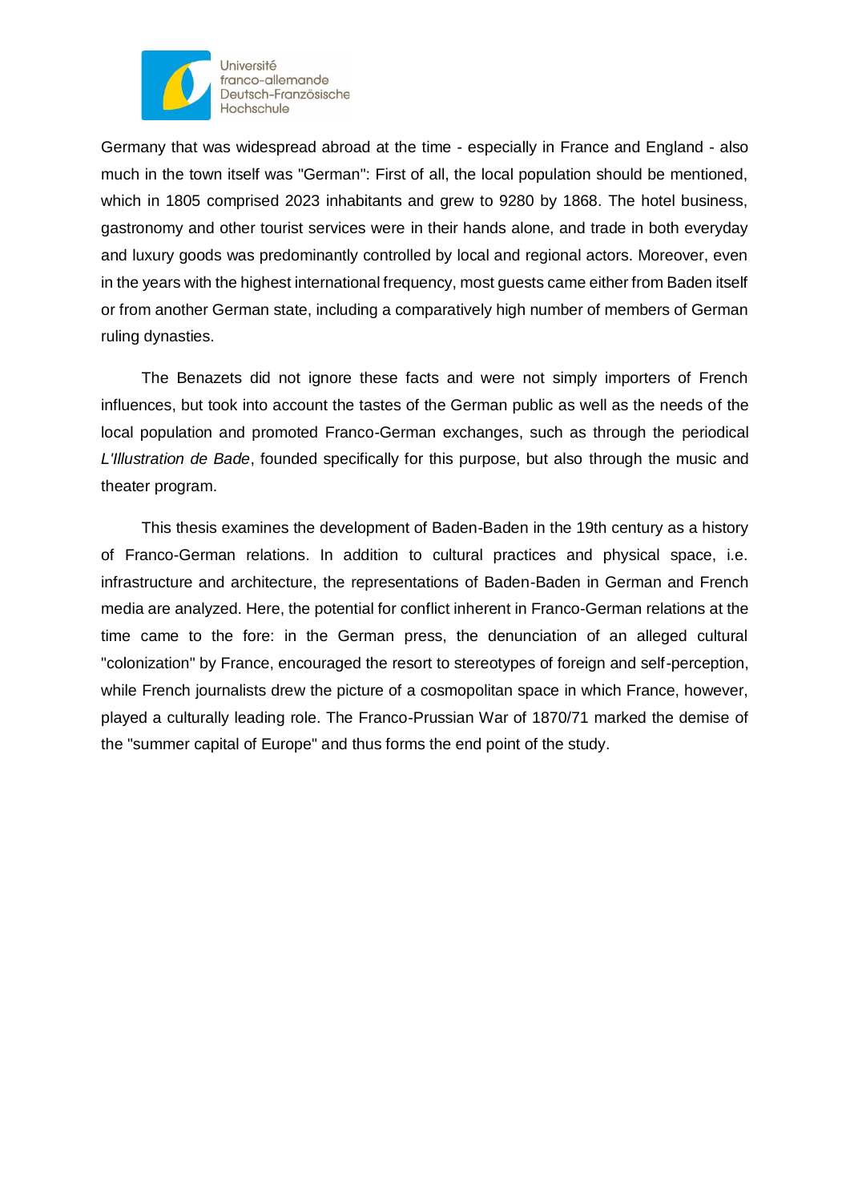Germany that was widespread abroad at the time - especially in France and England - also much in the town itself was "German": First of all, the local population should be mentioned, which in 1805 comprised 2023 inhabitants and grew to 9280 by 1868. The hotel business, gastronomy and other tourist services were in their hands alone, and trade in both everyday and luxury goods was predominantly controlled by local and regional actors. Moreover, even in the years with the highest international frequency, most guests came either from Baden itself or from another German state, including a comparatively high number of members of German ruling dynasties.

The Benazets did not ignore these facts and were not simply importers of French influences, but took into account the tastes of the German public as well as the needs of the local population and promoted Franco-German exchanges, such as through the periodical *L'Illustration de Bade*, founded specifically for this purpose, but also through the music and theater program.

This thesis examines the development of Baden-Baden in the 19th century as a history of Franco-German relations. In addition to cultural practices and physical space, i.e. infrastructure and architecture, the representations of Baden-Baden in German and French media are analyzed. Here, the potential for conflict inherent in Franco-German relations at the time came to the fore: in the German press, the denunciation of an alleged cultural "colonization" by France, encouraged the resort to stereotypes of foreign and self-perception, while French journalists drew the picture of a cosmopolitan space in which France, however, played a culturally leading role. The Franco-Prussian War of 1870/71 marked the demise of the "summer capital of Europe" and thus forms the end point of the study.